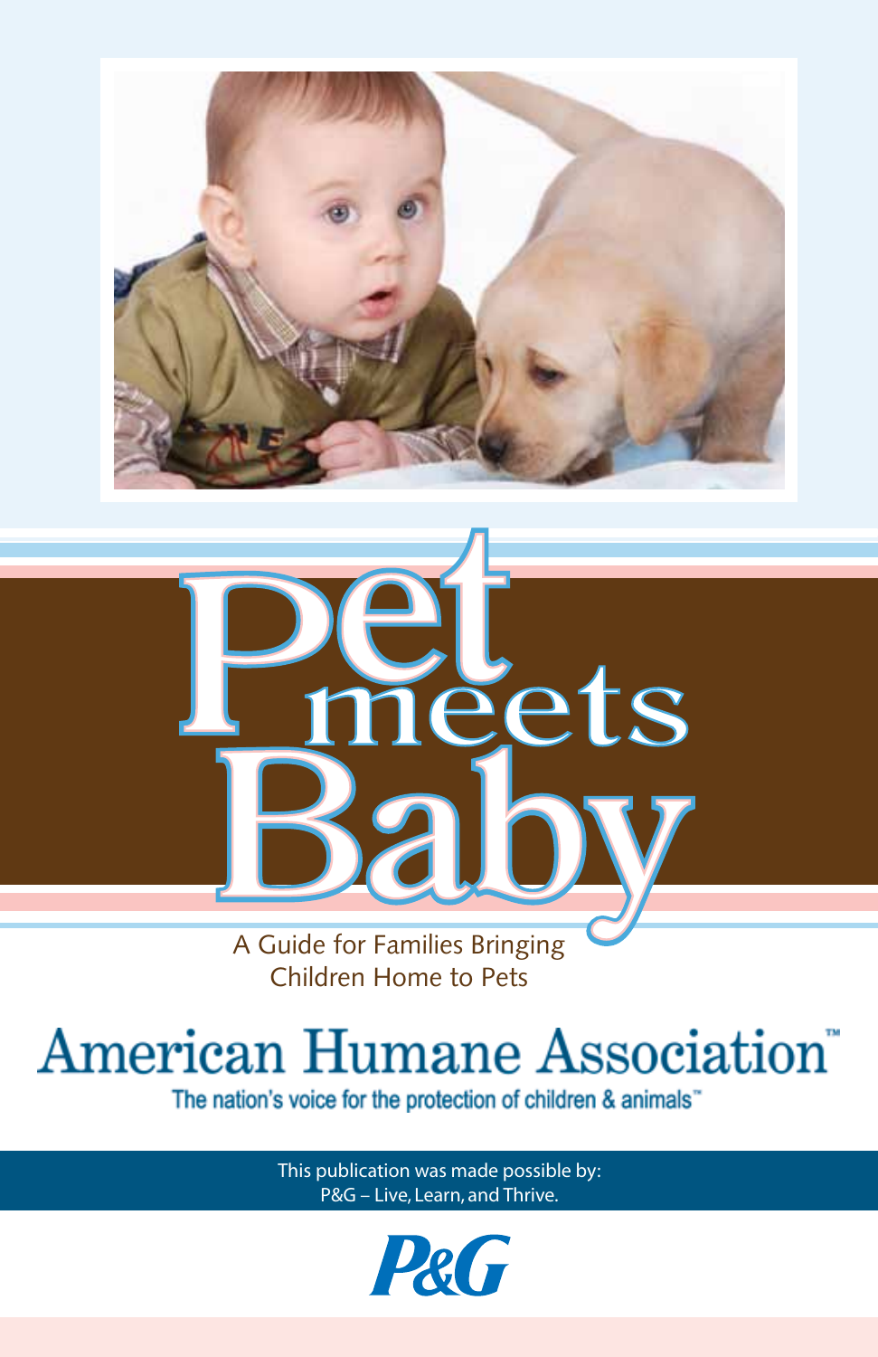# Pet meets Baby

A Guide for Families Bringing Children Home to Pets

**American Humane Association™**

The nation's voice for the protection of children & animals™

This publication was made possible by:
P&G – Live, Learn, and Thrive.

P&G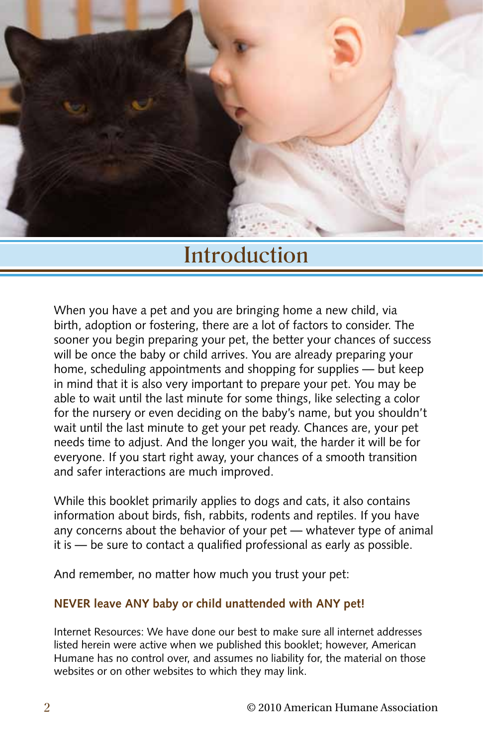# Introduction

When you have a pet and you are bringing home a new child, via birth, adoption or fostering, there are a lot of factors to consider. The sooner you begin preparing your pet, the better your chances of success will be once the baby or child arrives. You are already preparing your home, scheduling appointments and shopping for supplies — but keep in mind that it is also very important to prepare your pet. You may be able to wait until the last minute for some things, like selecting a color for the nursery or even deciding on the baby's name, but you shouldn't wait until the last minute to get your pet ready. Chances are, your pet needs time to adjust. And the longer you wait, the harder it will be for everyone. If you start right away, your chances of a smooth transition and safer interactions are much improved.

While this booklet primarily applies to dogs and cats, it also contains information about birds, fish, rabbits, rodents and reptiles. If you have any concerns about the behavior of your pet — whatever type of animal it is — be sure to contact a qualified professional as early as possible.

And remember, no matter how much you trust your pet:

**NEVER leave ANY baby or child unattended with ANY pet!**

Internet Resources: We have done our best to make sure all internet addresses listed herein were active when we published this booklet; however, American Humane has no control over, and assumes no liability for, the material on those websites or on other websites to which they may link.

© 2010 American Humane Association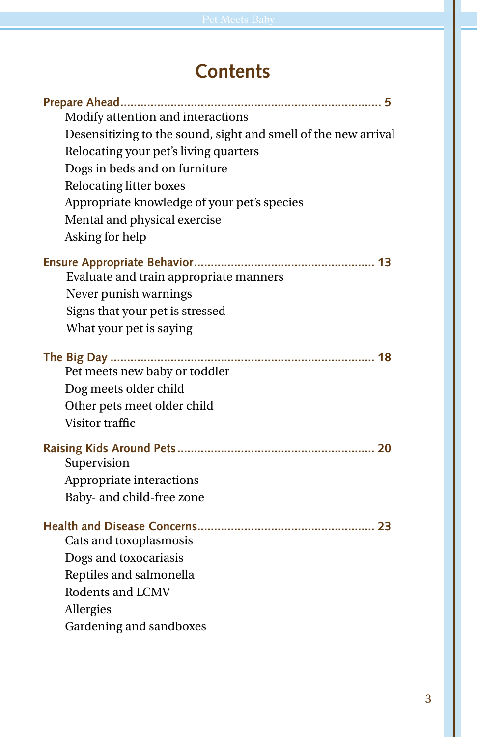# Contents

**Prepare Ahead** ........................................................................ 5

- Modify attention and interactions
- Desensitizing to the sound, sight and smell of the new arrival
- Relocating your pet's living quarters
- Dogs in beds and on furniture
- Relocating litter boxes
- Appropriate knowledge of your pet's species
- Mental and physical exercise
- Asking for help

**Ensure Appropriate Behavior** ................................................ 13

- Evaluate and train appropriate manners
- Never punish warnings
- Signs that your pet is stressed
- What your pet is saying

**The Big Day** ........................................................................ 18

- Pet meets new baby or toddler
- Dog meets older child
- Other pets meet older child
- Visitor traffic

**Raising Kids Around Pets** ...................................................... 20

- Supervision
- Appropriate interactions
- Baby- and child-free zone

**Health and Disease Concerns** ................................................ 23

- Cats and toxoplasmosis
- Dogs and toxocariasis
- Reptiles and salmonella
- Rodents and LCMV
- Allergies
- Gardening and sandboxes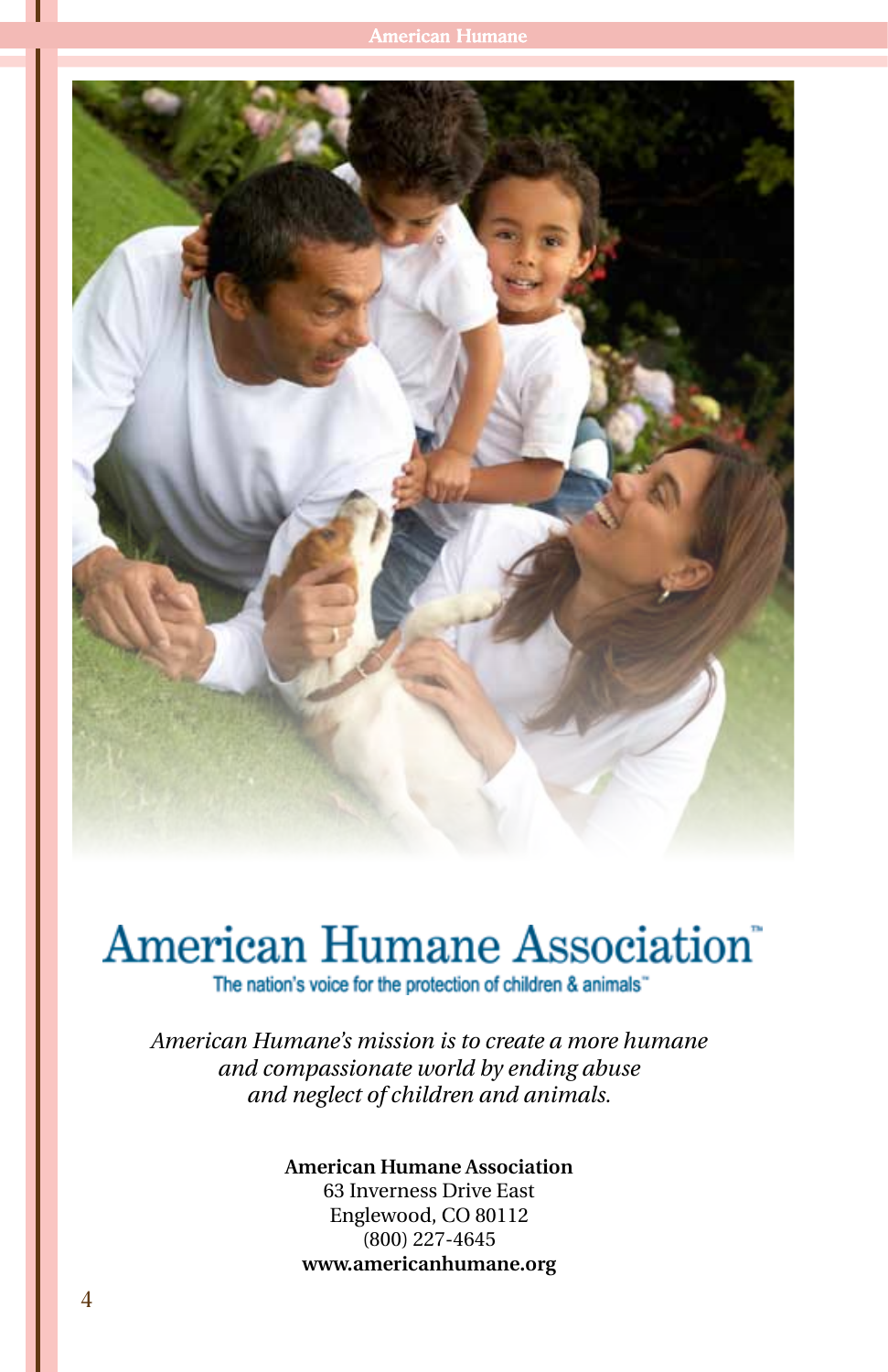# American Humane Association™

The nation's voice for the protection of children & animals™

*American Humane's mission is to create a more humane and compassionate world by ending abuse and neglect of children and animals.*

**American Humane Association**
63 Inverness Drive East
Englewood, CO 80112
(800) 227-4645
**www.americanhumane.org**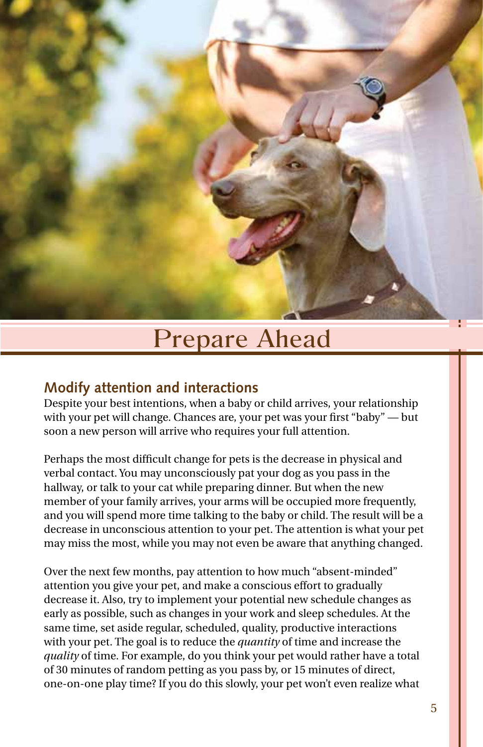# Prepare Ahead

## Modify attention and interactions

Despite your best intentions, when a baby or child arrives, your relationship with your pet will change. Chances are, your pet was your first "baby" — but soon a new person will arrive who requires your full attention.

Perhaps the most difficult change for pets is the decrease in physical and verbal contact. You may unconsciously pat your dog as you pass in the hallway, or talk to your cat while preparing dinner. But when the new member of your family arrives, your arms will be occupied more frequently, and you will spend more time talking to the baby or child. The result will be a decrease in unconscious attention to your pet. The attention is what your pet may miss the most, while you may not even be aware that anything changed.

Over the next few months, pay attention to how much "absent-minded" attention you give your pet, and make a conscious effort to gradually decrease it. Also, try to implement your potential new schedule changes as early as possible, such as changes in your work and sleep schedules. At the same time, set aside regular, scheduled, quality, productive interactions with your pet. The goal is to reduce the *quantity* of time and increase the *quality* of time. For example, do you think your pet would rather have a total of 30 minutes of random petting as you pass by, or 15 minutes of direct, one-on-one play time? If you do this slowly, your pet won't even realize what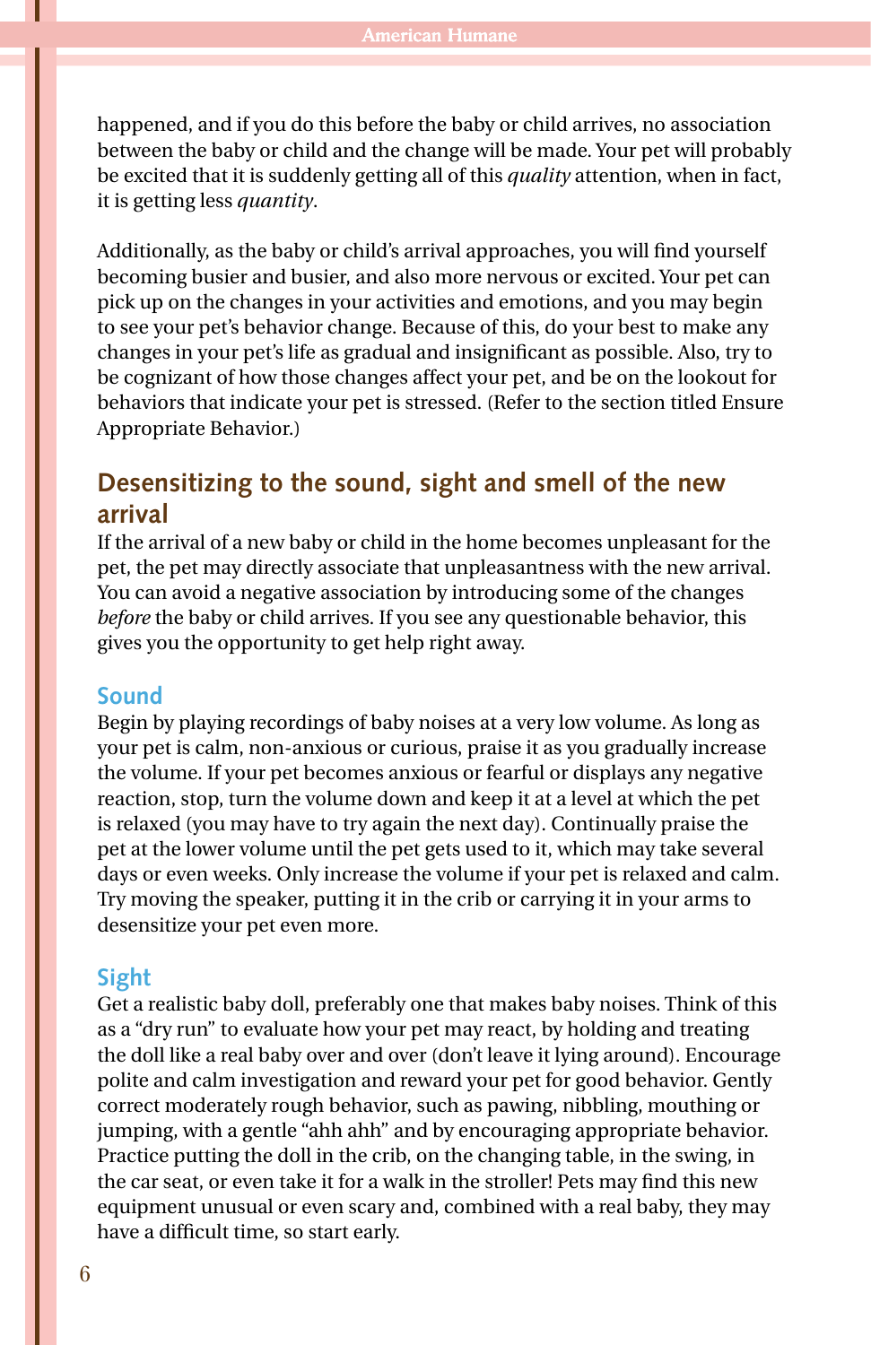happened, and if you do this before the baby or child arrives, no association between the baby or child and the change will be made. Your pet will probably be excited that it is suddenly getting all of this *quality* attention, when in fact, it is getting less *quantity*.

Additionally, as the baby or child's arrival approaches, you will find yourself becoming busier and busier, and also more nervous or excited. Your pet can pick up on the changes in your activities and emotions, and you may begin to see your pet's behavior change. Because of this, do your best to make any changes in your pet's life as gradual and insignificant as possible. Also, try to be cognizant of how those changes affect your pet, and be on the lookout for behaviors that indicate your pet is stressed. (Refer to the section titled Ensure Appropriate Behavior.)

## Desensitizing to the sound, sight and smell of the new arrival

If the arrival of a new baby or child in the home becomes unpleasant for the pet, the pet may directly associate that unpleasantness with the new arrival. You can avoid a negative association by introducing some of the changes *before* the baby or child arrives. If you see any questionable behavior, this gives you the opportunity to get help right away.

### Sound

Begin by playing recordings of baby noises at a very low volume. As long as your pet is calm, non-anxious or curious, praise it as you gradually increase the volume. If your pet becomes anxious or fearful or displays any negative reaction, stop, turn the volume down and keep it at a level at which the pet is relaxed (you may have to try again the next day). Continually praise the pet at the lower volume until the pet gets used to it, which may take several days or even weeks. Only increase the volume if your pet is relaxed and calm. Try moving the speaker, putting it in the crib or carrying it in your arms to desensitize your pet even more.

### Sight

Get a realistic baby doll, preferably one that makes baby noises. Think of this as a "dry run" to evaluate how your pet may react, by holding and treating the doll like a real baby over and over (don't leave it lying around). Encourage polite and calm investigation and reward your pet for good behavior. Gently correct moderately rough behavior, such as pawing, nibbling, mouthing or jumping, with a gentle "ahh ahh" and by encouraging appropriate behavior. Practice putting the doll in the crib, on the changing table, in the swing, in the car seat, or even take it for a walk in the stroller! Pets may find this new equipment unusual or even scary and, combined with a real baby, they may have a difficult time, so start early.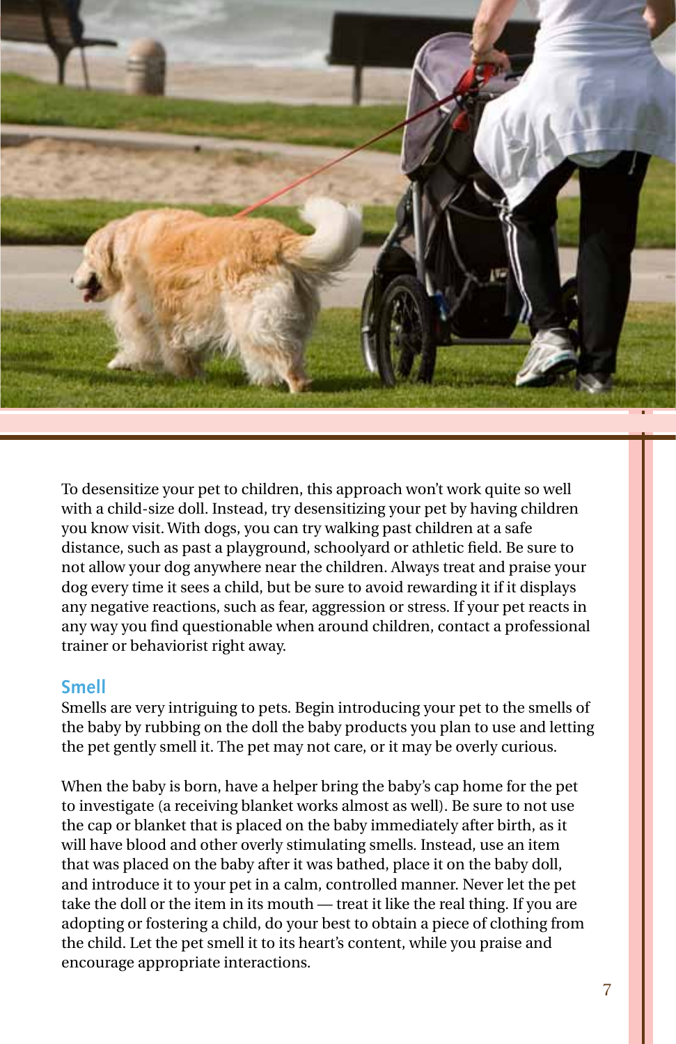To desensitize your pet to children, this approach won't work quite so well with a child-size doll. Instead, try desensitizing your pet by having children you know visit. With dogs, you can try walking past children at a safe distance, such as past a playground, schoolyard or athletic field. Be sure to not allow your dog anywhere near the children. Always treat and praise your dog every time it sees a child, but be sure to avoid rewarding it if it displays any negative reactions, such as fear, aggression or stress. If your pet reacts in any way you find questionable when around children, contact a professional trainer or behaviorist right away.

## Smell

Smells are very intriguing to pets. Begin introducing your pet to the smells of the baby by rubbing on the doll the baby products you plan to use and letting the pet gently smell it. The pet may not care, or it may be overly curious.

When the baby is born, have a helper bring the baby's cap home for the pet to investigate (a receiving blanket works almost as well). Be sure to not use the cap or blanket that is placed on the baby immediately after birth, as it will have blood and other overly stimulating smells. Instead, use an item that was placed on the baby after it was bathed, place it on the baby doll, and introduce it to your pet in a calm, controlled manner. Never let the pet take the doll or the item in its mouth — treat it like the real thing. If you are adopting or fostering a child, do your best to obtain a piece of clothing from the child. Let the pet smell it to its heart's content, while you praise and encourage appropriate interactions.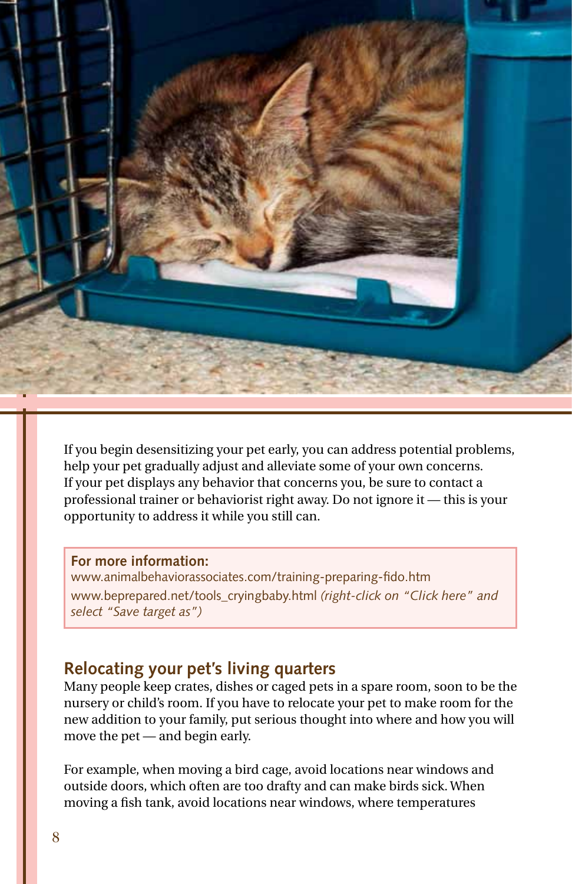If you begin desensitizing your pet early, you can address potential problems, help your pet gradually adjust and alleviate some of your own concerns. If your pet displays any behavior that concerns you, be sure to contact a professional trainer or behaviorist right away. Do not ignore it — this is your opportunity to address it while you still can.

**For more information:**
www.animalbehaviorassociates.com/training-preparing-fido.htm
www.beprepared.net/tools_cryingbaby.html *(right-click on "Click here" and select "Save target as")*

## Relocating your pet's living quarters

Many people keep crates, dishes or caged pets in a spare room, soon to be the nursery or child's room. If you have to relocate your pet to make room for the new addition to your family, put serious thought into where and how you will move the pet — and begin early.

For example, when moving a bird cage, avoid locations near windows and outside doors, which often are too drafty and can make birds sick. When moving a fish tank, avoid locations near windows, where temperatures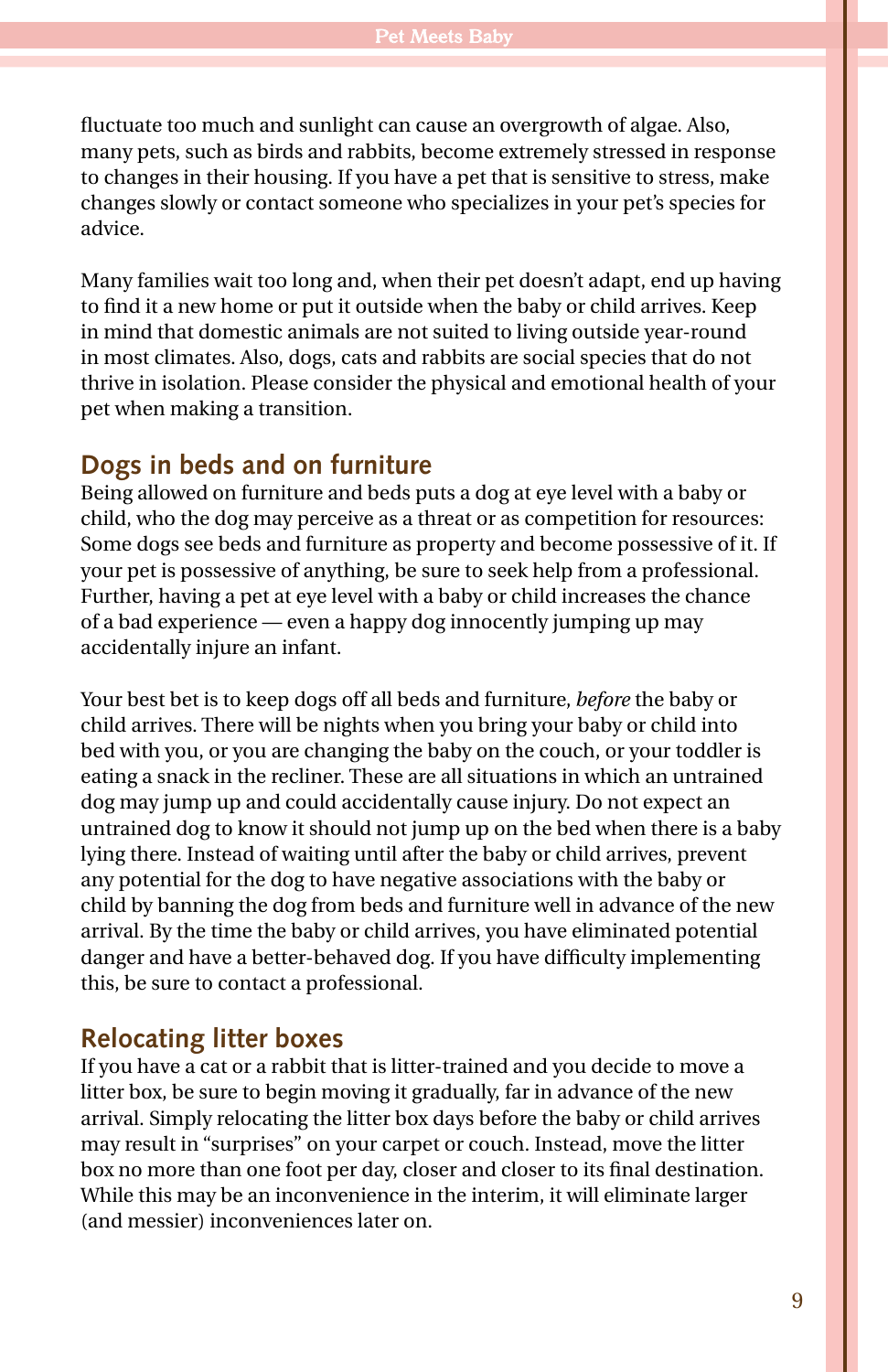fluctuate too much and sunlight can cause an overgrowth of algae. Also, many pets, such as birds and rabbits, become extremely stressed in response to changes in their housing. If you have a pet that is sensitive to stress, make changes slowly or contact someone who specializes in your pet's species for advice.

Many families wait too long and, when their pet doesn't adapt, end up having to find it a new home or put it outside when the baby or child arrives. Keep in mind that domestic animals are not suited to living outside year-round in most climates. Also, dogs, cats and rabbits are social species that do not thrive in isolation. Please consider the physical and emotional health of your pet when making a transition.

## Dogs in beds and on furniture

Being allowed on furniture and beds puts a dog at eye level with a baby or child, who the dog may perceive as a threat or as competition for resources: Some dogs see beds and furniture as property and become possessive of it. If your pet is possessive of anything, be sure to seek help from a professional. Further, having a pet at eye level with a baby or child increases the chance of a bad experience — even a happy dog innocently jumping up may accidentally injure an infant.

Your best bet is to keep dogs off all beds and furniture, *before* the baby or child arrives. There will be nights when you bring your baby or child into bed with you, or you are changing the baby on the couch, or your toddler is eating a snack in the recliner. These are all situations in which an untrained dog may jump up and could accidentally cause injury. Do not expect an untrained dog to know it should not jump up on the bed when there is a baby lying there. Instead of waiting until after the baby or child arrives, prevent any potential for the dog to have negative associations with the baby or child by banning the dog from beds and furniture well in advance of the new arrival. By the time the baby or child arrives, you have eliminated potential danger and have a better-behaved dog. If you have difficulty implementing this, be sure to contact a professional.

## Relocating litter boxes

If you have a cat or a rabbit that is litter-trained and you decide to move a litter box, be sure to begin moving it gradually, far in advance of the new arrival. Simply relocating the litter box days before the baby or child arrives may result in "surprises" on your carpet or couch. Instead, move the litter box no more than one foot per day, closer and closer to its final destination. While this may be an inconvenience in the interim, it will eliminate larger (and messier) inconveniences later on.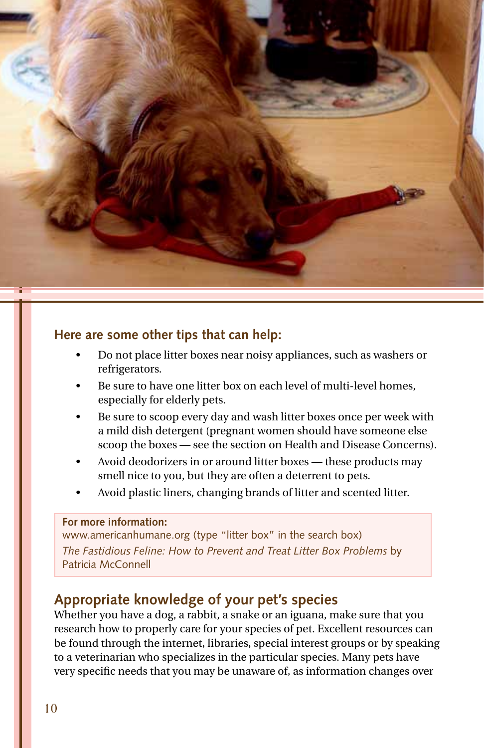### Here are some other tips that can help:

- Do not place litter boxes near noisy appliances, such as washers or refrigerators.
- Be sure to have one litter box on each level of multi-level homes, especially for elderly pets.
- Be sure to scoop every day and wash litter boxes once per week with a mild dish detergent (pregnant women should have someone else scoop the boxes — see the section on Health and Disease Concerns).
- Avoid deodorizers in or around litter boxes — these products may smell nice to you, but they are often a deterrent to pets.
- Avoid plastic liners, changing brands of litter and scented litter.

**For more information:**
www.americanhumane.org (type "litter box" in the search box)
*The Fastidious Feline: How to Prevent and Treat Litter Box Problems* by Patricia McConnell

## Appropriate knowledge of your pet's species

Whether you have a dog, a rabbit, a snake or an iguana, make sure that you research how to properly care for your species of pet. Excellent resources can be found through the internet, libraries, special interest groups or by speaking to a veterinarian who specializes in the particular species. Many pets have very specific needs that you may be unaware of, as information changes over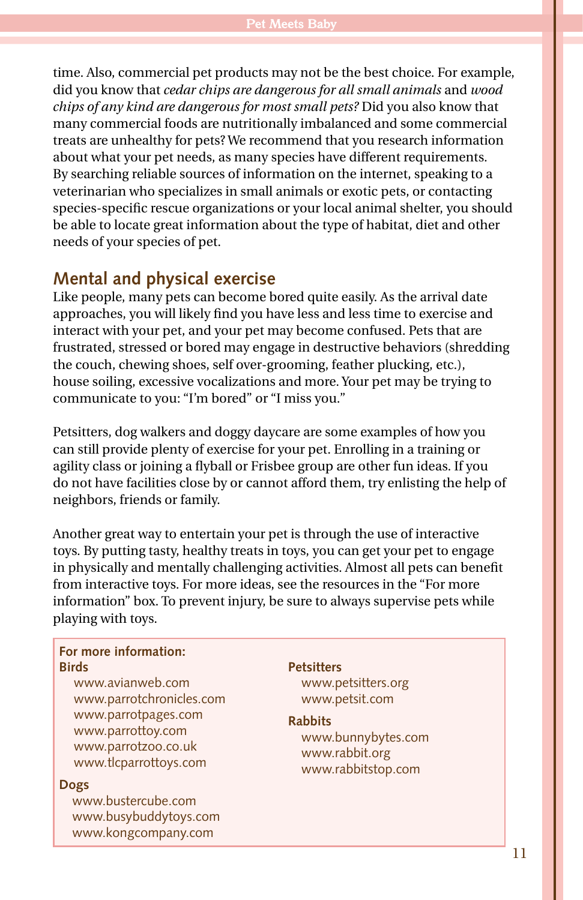time. Also, commercial pet products may not be the best choice. For example, did you know that *cedar chips are dangerous for all small animals* and *wood chips of any kind are dangerous for most small pets?* Did you also know that many commercial foods are nutritionally imbalanced and some commercial treats are unhealthy for pets? We recommend that you research information about what your pet needs, as many species have different requirements. By searching reliable sources of information on the internet, speaking to a veterinarian who specializes in small animals or exotic pets, or contacting species-specific rescue organizations or your local animal shelter, you should be able to locate great information about the type of habitat, diet and other needs of your species of pet.

## Mental and physical exercise

Like people, many pets can become bored quite easily. As the arrival date approaches, you will likely find you have less and less time to exercise and interact with your pet, and your pet may become confused. Pets that are frustrated, stressed or bored may engage in destructive behaviors (shredding the couch, chewing shoes, self over-grooming, feather plucking, etc.), house soiling, excessive vocalizations and more. Your pet may be trying to communicate to you: "I'm bored" or "I miss you."

Petsitters, dog walkers and doggy daycare are some examples of how you can still provide plenty of exercise for your pet. Enrolling in a training or agility class or joining a flyball or Frisbee group are other fun ideas. If you do not have facilities close by or cannot afford them, try enlisting the help of neighbors, friends or family.

Another great way to entertain your pet is through the use of interactive toys. By putting tasty, healthy treats in toys, you can get your pet to engage in physically and mentally challenging activities. Almost all pets can benefit from interactive toys. For more ideas, see the resources in the "For more information" box. To prevent injury, be sure to always supervise pets while playing with toys.

**For more information:**

**Birds**
- www.avianweb.com
- www.parrotchronicles.com
- www.parrotpages.com
- www.parrottoy.com
- www.parrotzoo.co.uk
- www.tlcparrottoys.com

**Dogs**
- www.bustercube.com
- www.busybuddytoys.com
- www.kongcompany.com

**Petsitters**
- www.petsitters.org
- www.petsit.com

**Rabbits**
- www.bunnybytes.com
- www.rabbit.org
- www.rabbitstop.com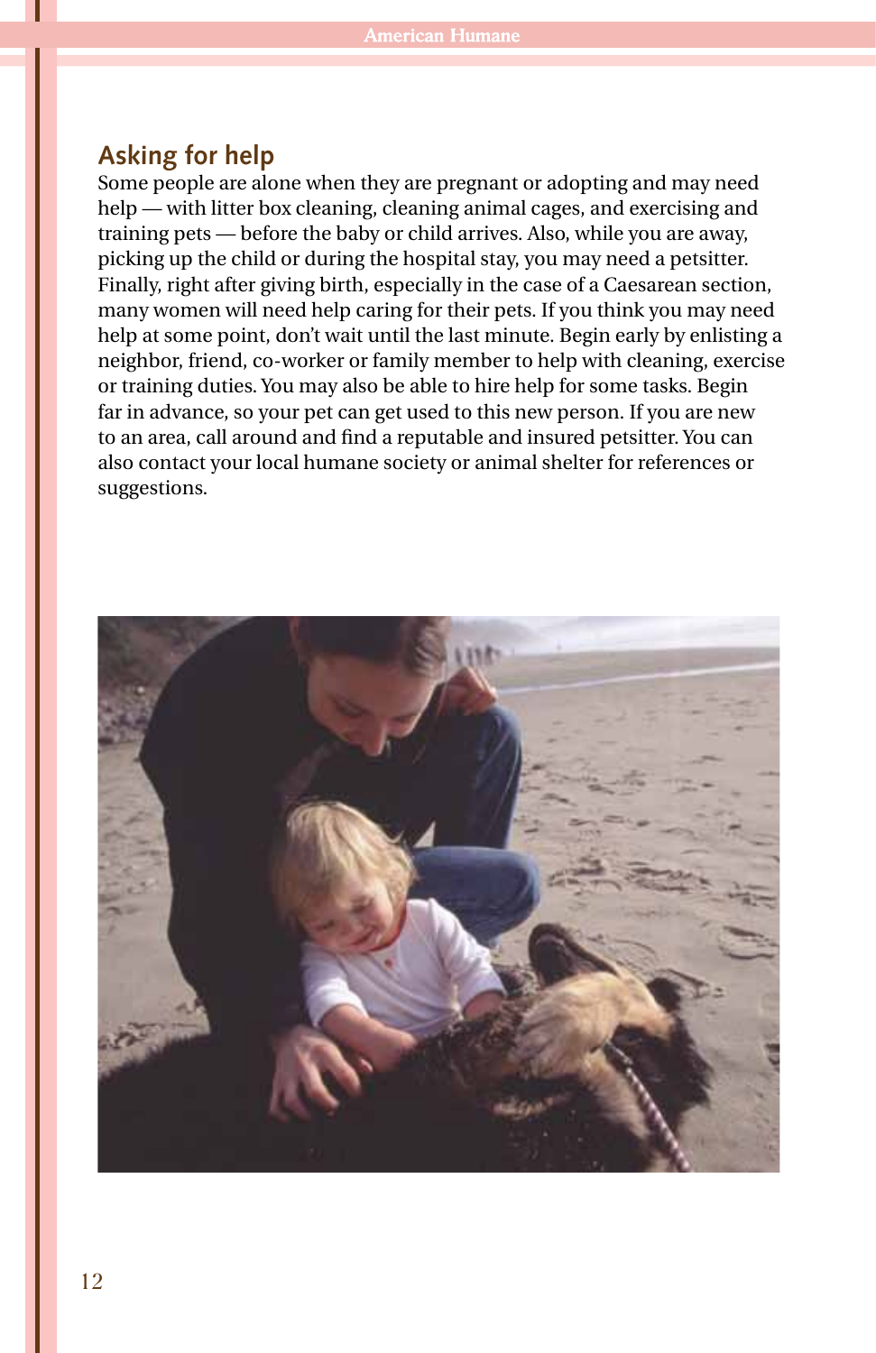## Asking for help

Some people are alone when they are pregnant or adopting and may need help — with litter box cleaning, cleaning animal cages, and exercising and training pets — before the baby or child arrives. Also, while you are away, picking up the child or during the hospital stay, you may need a petsitter. Finally, right after giving birth, especially in the case of a Caesarean section, many women will need help caring for their pets. If you think you may need help at some point, don't wait until the last minute. Begin early by enlisting a neighbor, friend, co-worker or family member to help with cleaning, exercise or training duties. You may also be able to hire help for some tasks. Begin far in advance, so your pet can get used to this new person. If you are new to an area, call around and find a reputable and insured petsitter. You can also contact your local humane society or animal shelter for references or suggestions.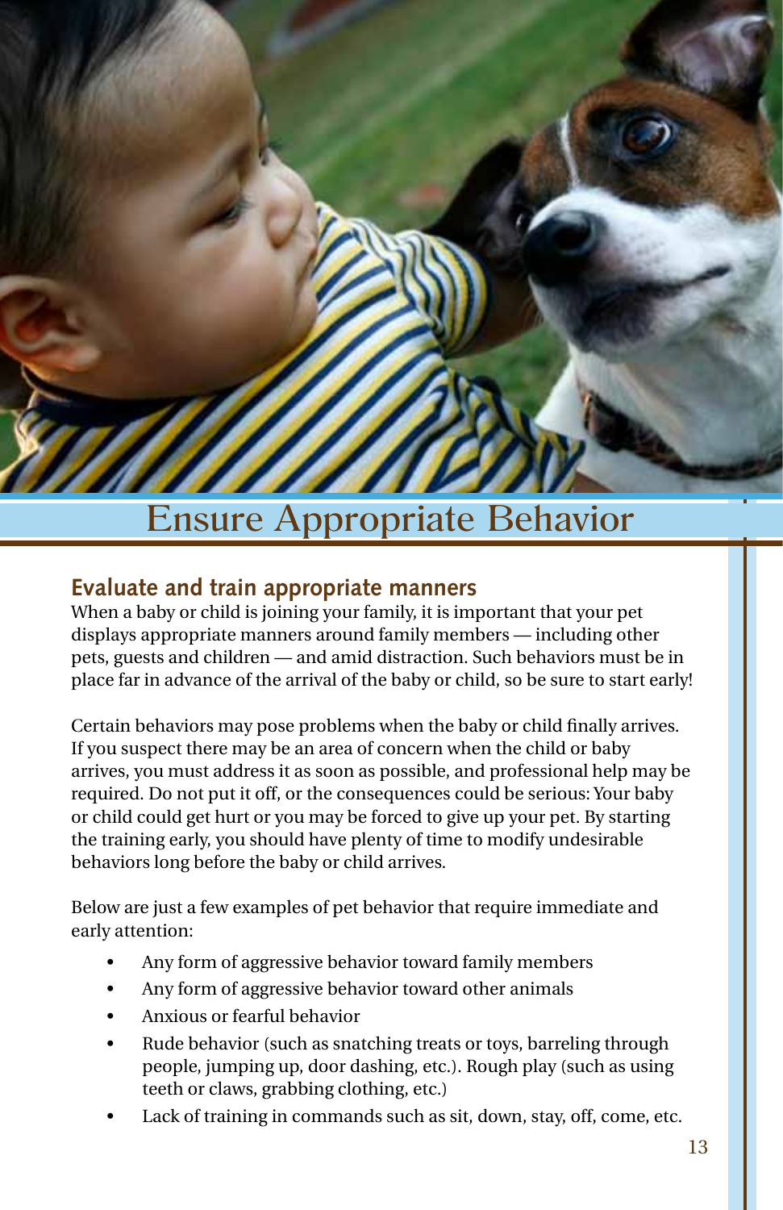# Ensure Appropriate Behavior

## Evaluate and train appropriate manners

When a baby or child is joining your family, it is important that your pet displays appropriate manners around family members — including other pets, guests and children — and amid distraction. Such behaviors must be in place far in advance of the arrival of the baby or child, so be sure to start early!

Certain behaviors may pose problems when the baby or child finally arrives. If you suspect there may be an area of concern when the child or baby arrives, you must address it as soon as possible, and professional help may be required. Do not put it off, or the consequences could be serious: Your baby or child could get hurt or you may be forced to give up your pet. By starting the training early, you should have plenty of time to modify undesirable behaviors long before the baby or child arrives.

Below are just a few examples of pet behavior that require immediate and early attention:

- Any form of aggressive behavior toward family members
- Any form of aggressive behavior toward other animals
- Anxious or fearful behavior
- Rude behavior (such as snatching treats or toys, barreling through people, jumping up, door dashing, etc.). Rough play (such as using teeth or claws, grabbing clothing, etc.)
- Lack of training in commands such as sit, down, stay, off, come, etc.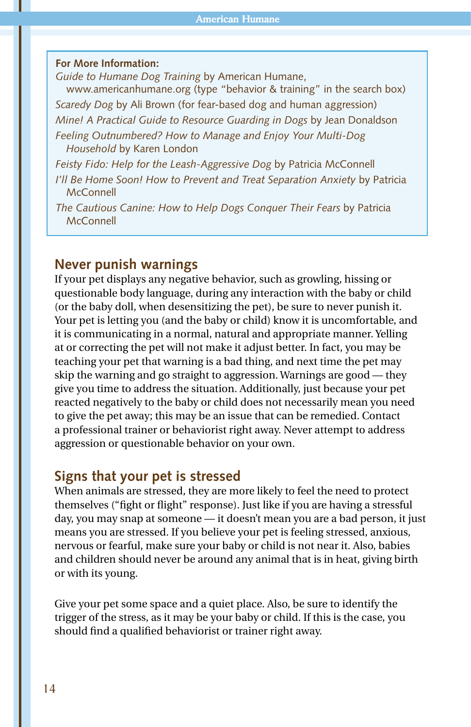**For More Information:**

*Guide to Humane Dog Training* by American Humane, www.americanhumane.org (type "behavior & training" in the search box)

*Scaredy Dog* by Ali Brown (for fear-based dog and human aggression)

*Mine! A Practical Guide to Resource Guarding in Dogs* by Jean Donaldson

*Feeling Outnumbered? How to Manage and Enjoy Your Multi-Dog Household* by Karen London

*Feisty Fido: Help for the Leash-Aggressive Dog* by Patricia McConnell

*I'll Be Home Soon! How to Prevent and Treat Separation Anxiety* by Patricia McConnell

*The Cautious Canine: How to Help Dogs Conquer Their Fears* by Patricia McConnell

## Never punish warnings

If your pet displays any negative behavior, such as growling, hissing or questionable body language, during any interaction with the baby or child (or the baby doll, when desensitizing the pet), be sure to never punish it. Your pet is letting you (and the baby or child) know it is uncomfortable, and it is communicating in a normal, natural and appropriate manner. Yelling at or correcting the pet will not make it adjust better. In fact, you may be teaching your pet that warning is a bad thing, and next time the pet may skip the warning and go straight to aggression. Warnings are good — they give you time to address the situation. Additionally, just because your pet reacted negatively to the baby or child does not necessarily mean you need to give the pet away; this may be an issue that can be remedied. Contact a professional trainer or behaviorist right away. Never attempt to address aggression or questionable behavior on your own.

## Signs that your pet is stressed

When animals are stressed, they are more likely to feel the need to protect themselves ("fight or flight" response). Just like if you are having a stressful day, you may snap at someone — it doesn't mean you are a bad person, it just means you are stressed. If you believe your pet is feeling stressed, anxious, nervous or fearful, make sure your baby or child is not near it. Also, babies and children should never be around any animal that is in heat, giving birth or with its young.

Give your pet some space and a quiet place. Also, be sure to identify the trigger of the stress, as it may be your baby or child. If this is the case, you should find a qualified behaviorist or trainer right away.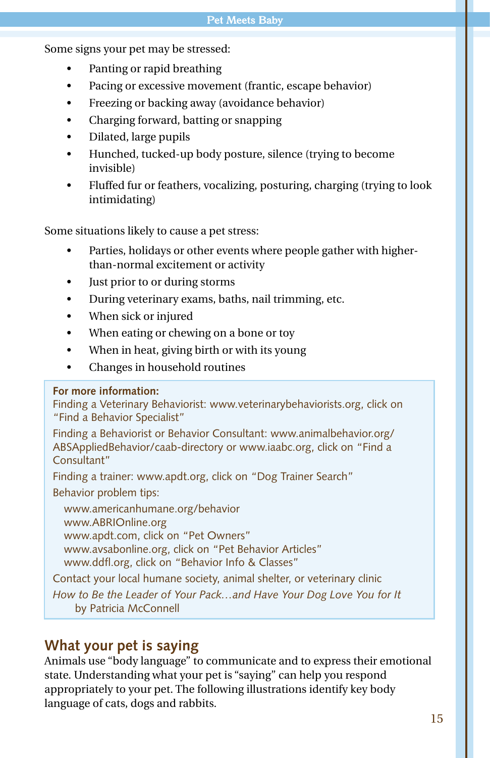Some signs your pet may be stressed:

- Panting or rapid breathing
- Pacing or excessive movement (frantic, escape behavior)
- Freezing or backing away (avoidance behavior)
- Charging forward, batting or snapping
- Dilated, large pupils
- Hunched, tucked-up body posture, silence (trying to become invisible)
- Fluffed fur or feathers, vocalizing, posturing, charging (trying to look intimidating)

Some situations likely to cause a pet stress:

- Parties, holidays or other events where people gather with higher-than-normal excitement or activity
- Just prior to or during storms
- During veterinary exams, baths, nail trimming, etc.
- When sick or injured
- When eating or chewing on a bone or toy
- When in heat, giving birth or with its young
- Changes in household routines

**For more information:**

Finding a Veterinary Behaviorist: www.veterinarybehaviorists.org, click on "Find a Behavior Specialist"

Finding a Behaviorist or Behavior Consultant: www.animalbehavior.org/ABSAppliedBehavior/caab-directory or www.iaabc.org, click on "Find a Consultant"

Finding a trainer: www.apdt.org, click on "Dog Trainer Search"

Behavior problem tips:

- www.americanhumane.org/behavior
- www.ABRIOnline.org
- www.apdt.com, click on "Pet Owners"
- www.avsabonline.org, click on "Pet Behavior Articles"
- www.ddfl.org, click on "Behavior Info & Classes"

Contact your local humane society, animal shelter, or veterinary clinic

*How to Be the Leader of Your Pack…and Have Your Dog Love You for It* by Patricia McConnell

## What your pet is saying

Animals use "body language" to communicate and to express their emotional state. Understanding what your pet is "saying" can help you respond appropriately to your pet. The following illustrations identify key body language of cats, dogs and rabbits.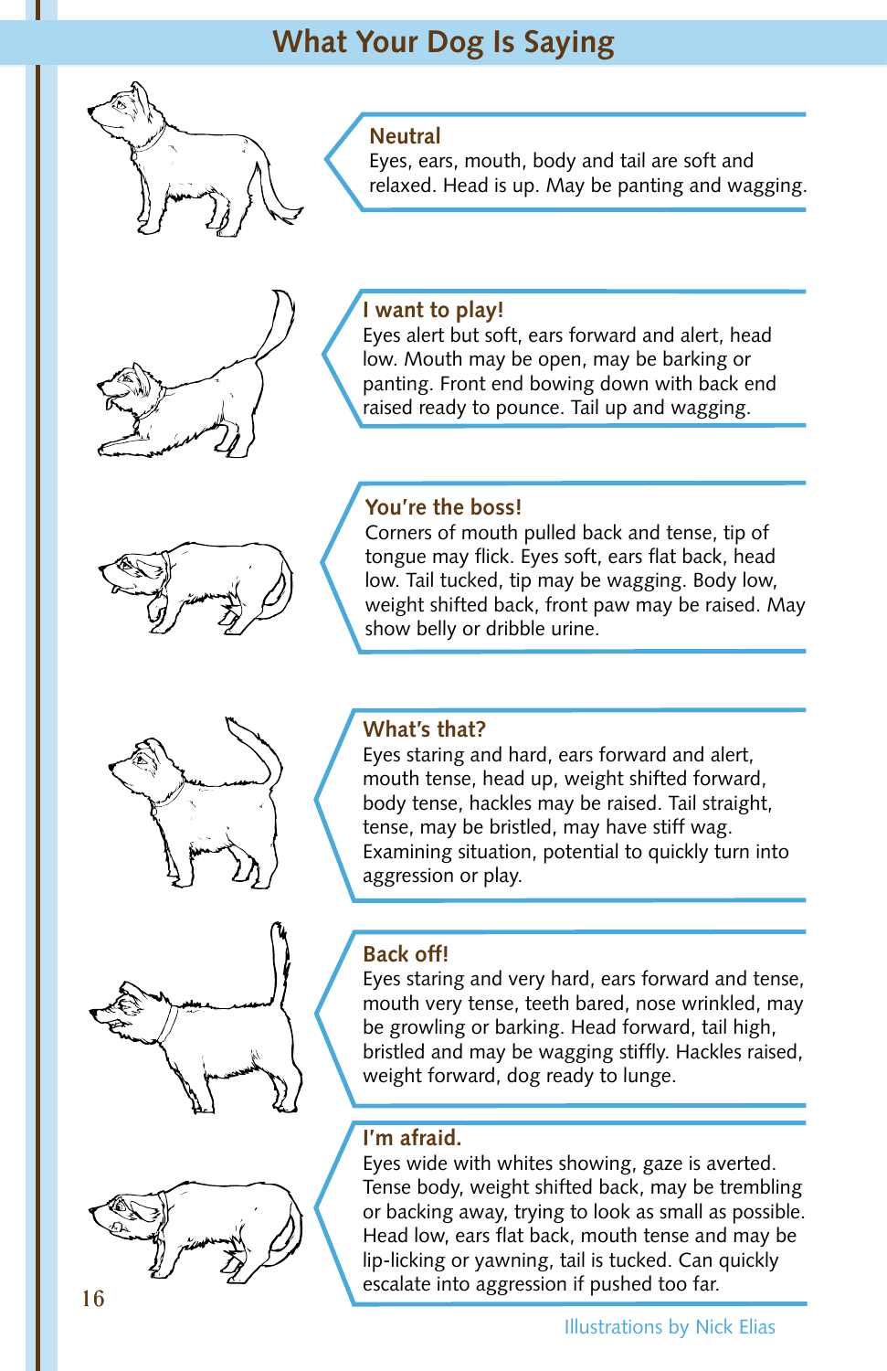# What Your Dog Is Saying

### Neutral

Eyes, ears, mouth, body and tail are soft and relaxed. Head is up. May be panting and wagging.

### I want to play!

Eyes alert but soft, ears forward and alert, head low. Mouth may be open, may be barking or panting. Front end bowing down with back end raised ready to pounce. Tail up and wagging.

### You're the boss!

Corners of mouth pulled back and tense, tip of tongue may flick. Eyes soft, ears flat back, head low. Tail tucked, tip may be wagging. Body low, weight shifted back, front paw may be raised. May show belly or dribble urine.

### What's that?

Eyes staring and hard, ears forward and alert, mouth tense, head up, weight shifted forward, body tense, hackles may be raised. Tail straight, tense, may be bristled, may have stiff wag. Examining situation, potential to quickly turn into aggression or play.

### Back off!

Eyes staring and very hard, ears forward and tense, mouth very tense, teeth bared, nose wrinkled, may be growling or barking. Head forward, tail high, bristled and may be wagging stiffly. Hackles raised, weight forward, dog ready to lunge.

### I'm afraid.

Eyes wide with whites showing, gaze is averted. Tense body, weight shifted back, may be trembling or backing away, trying to look as small as possible. Head low, ears flat back, mouth tense and may be lip-licking or yawning, tail is tucked. Can quickly escalate into aggression if pushed too far.

Illustrations by Nick Elias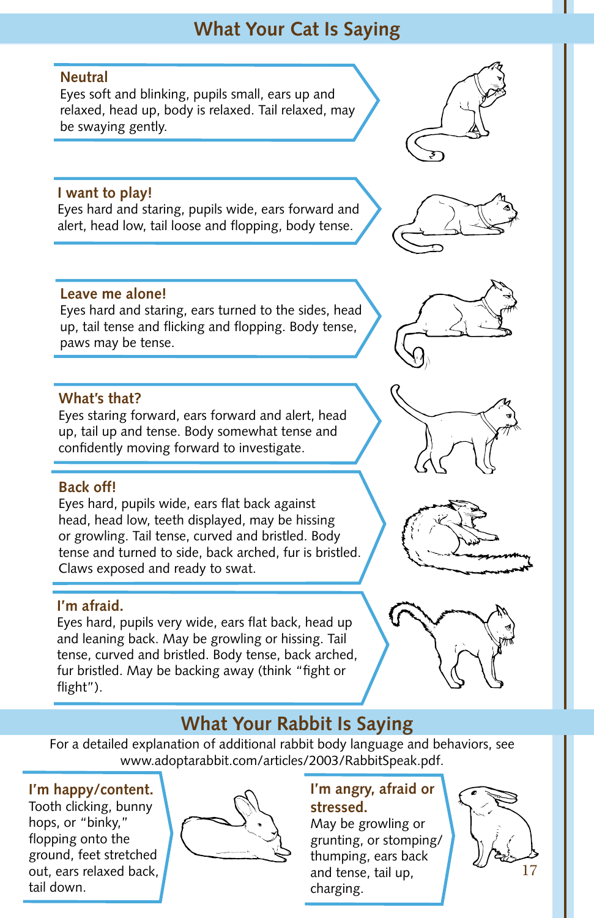## What Your Cat Is Saying

**Neutral**
Eyes soft and blinking, pupils small, ears up and relaxed, head up, body is relaxed. Tail relaxed, may be swaying gently.

**I want to play!**
Eyes hard and staring, pupils wide, ears forward and alert, head low, tail loose and flopping, body tense.

**Leave me alone!**
Eyes hard and staring, ears turned to the sides, head up, tail tense and flicking and flopping. Body tense, paws may be tense.

**What's that?**
Eyes staring forward, ears forward and alert, head up, tail up and tense. Body somewhat tense and confidently moving forward to investigate.

**Back off!**
Eyes hard, pupils wide, ears flat back against head, head low, teeth displayed, may be hissing or growling. Tail tense, curved and bristled. Body tense and turned to side, back arched, fur is bristled. Claws exposed and ready to swat.

**I'm afraid.**
Eyes hard, pupils very wide, ears flat back, head up and leaning back. May be growling or hissing. Tail tense, curved and bristled. Body tense, back arched, fur bristled. May be backing away (think "fight or flight").

## What Your Rabbit Is Saying

For a detailed explanation of additional rabbit body language and behaviors, see www.adoptarabbit.com/articles/2003/RabbitSpeak.pdf.

**I'm happy/content.**
Tooth clicking, bunny hops, or "binky," flopping onto the ground, feet stretched out, ears relaxed back, tail down.

**I'm angry, afraid or stressed.**
May be growling or grunting, or stomping/thumping, ears back and tense, tail up, charging.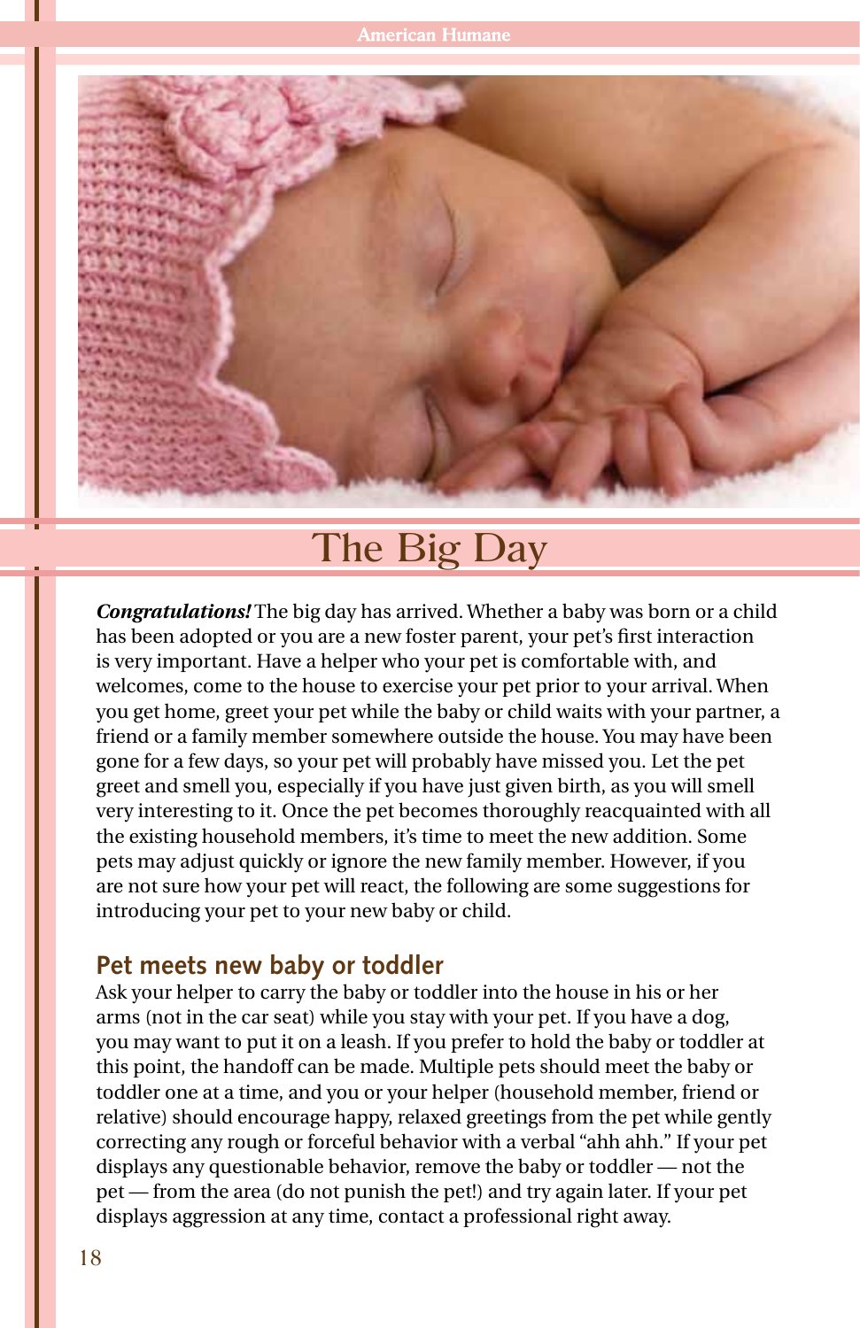# The Big Day

***Congratulations!*** The big day has arrived. Whether a baby was born or a child has been adopted or you are a new foster parent, your pet's first interaction is very important. Have a helper who your pet is comfortable with, and welcomes, come to the house to exercise your pet prior to your arrival. When you get home, greet your pet while the baby or child waits with your partner, a friend or a family member somewhere outside the house. You may have been gone for a few days, so your pet will probably have missed you. Let the pet greet and smell you, especially if you have just given birth, as you will smell very interesting to it. Once the pet becomes thoroughly reacquainted with all the existing household members, it's time to meet the new addition. Some pets may adjust quickly or ignore the new family member. However, if you are not sure how your pet will react, the following are some suggestions for introducing your pet to your new baby or child.

## Pet meets new baby or toddler

Ask your helper to carry the baby or toddler into the house in his or her arms (not in the car seat) while you stay with your pet. If you have a dog, you may want to put it on a leash. If you prefer to hold the baby or toddler at this point, the handoff can be made. Multiple pets should meet the baby or toddler one at a time, and you or your helper (household member, friend or relative) should encourage happy, relaxed greetings from the pet while gently correcting any rough or forceful behavior with a verbal "ahh ahh." If your pet displays any questionable behavior, remove the baby or toddler — not the pet — from the area (do not punish the pet!) and try again later. If your pet displays aggression at any time, contact a professional right away.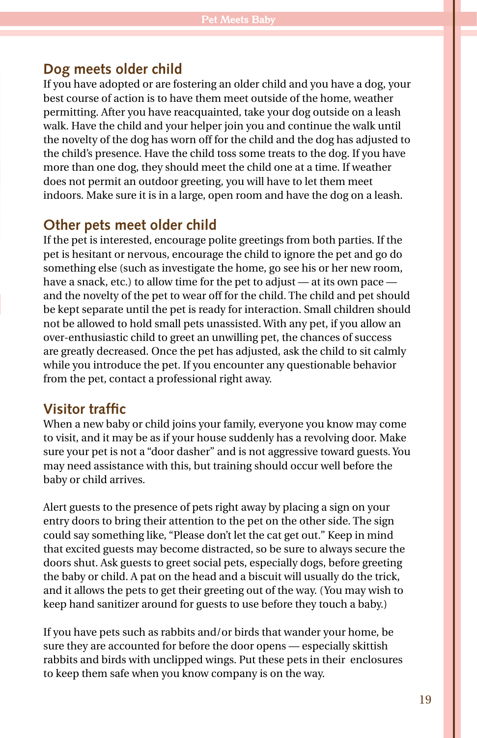## Dog meets older child

If you have adopted or are fostering an older child and you have a dog, your best course of action is to have them meet outside of the home, weather permitting. After you have reacquainted, take your dog outside on a leash walk. Have the child and your helper join you and continue the walk until the novelty of the dog has worn off for the child and the dog has adjusted to the child's presence. Have the child toss some treats to the dog. If you have more than one dog, they should meet the child one at a time. If weather does not permit an outdoor greeting, you will have to let them meet indoors. Make sure it is in a large, open room and have the dog on a leash.

## Other pets meet older child

If the pet is interested, encourage polite greetings from both parties. If the pet is hesitant or nervous, encourage the child to ignore the pet and go do something else (such as investigate the home, go see his or her new room, have a snack, etc.) to allow time for the pet to adjust — at its own pace — and the novelty of the pet to wear off for the child. The child and pet should be kept separate until the pet is ready for interaction. Small children should not be allowed to hold small pets unassisted. With any pet, if you allow an over-enthusiastic child to greet an unwilling pet, the chances of success are greatly decreased. Once the pet has adjusted, ask the child to sit calmly while you introduce the pet. If you encounter any questionable behavior from the pet, contact a professional right away.

## Visitor traffic

When a new baby or child joins your family, everyone you know may come to visit, and it may be as if your house suddenly has a revolving door. Make sure your pet is not a "door dasher" and is not aggressive toward guests. You may need assistance with this, but training should occur well before the baby or child arrives.

Alert guests to the presence of pets right away by placing a sign on your entry doors to bring their attention to the pet on the other side. The sign could say something like, "Please don't let the cat get out." Keep in mind that excited guests may become distracted, so be sure to always secure the doors shut. Ask guests to greet social pets, especially dogs, before greeting the baby or child. A pat on the head and a biscuit will usually do the trick, and it allows the pets to get their greeting out of the way. (You may wish to keep hand sanitizer around for guests to use before they touch a baby.)

If you have pets such as rabbits and/or birds that wander your home, be sure they are accounted for before the door opens — especially skittish rabbits and birds with unclipped wings. Put these pets in their enclosures to keep them safe when you know company is on the way.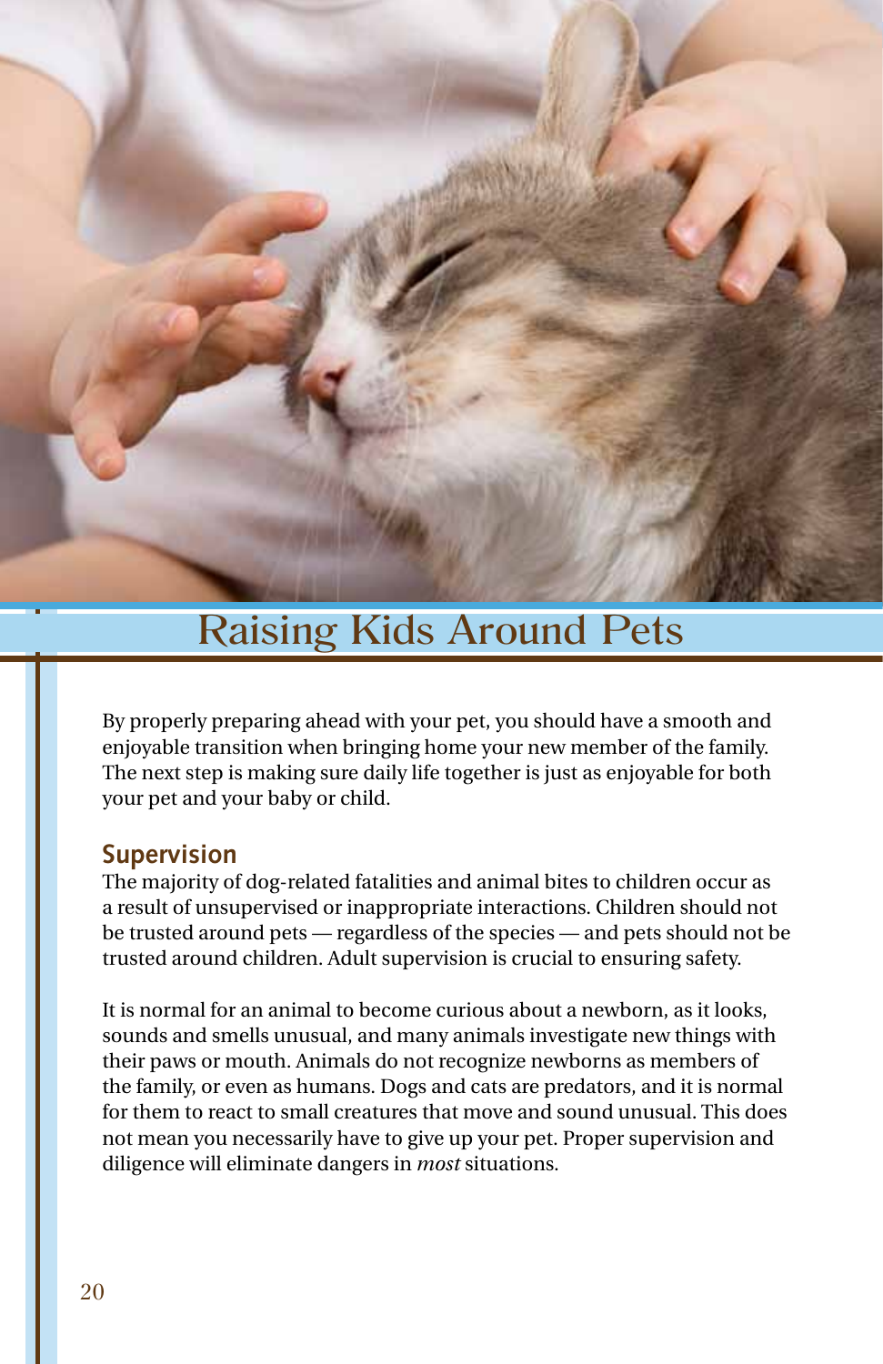# Raising Kids Around Pets

By properly preparing ahead with your pet, you should have a smooth and enjoyable transition when bringing home your new member of the family. The next step is making sure daily life together is just as enjoyable for both your pet and your baby or child.

## Supervision

The majority of dog-related fatalities and animal bites to children occur as a result of unsupervised or inappropriate interactions. Children should not be trusted around pets — regardless of the species — and pets should not be trusted around children. Adult supervision is crucial to ensuring safety.

It is normal for an animal to become curious about a newborn, as it looks, sounds and smells unusual, and many animals investigate new things with their paws or mouth. Animals do not recognize newborns as members of the family, or even as humans. Dogs and cats are predators, and it is normal for them to react to small creatures that move and sound unusual. This does not mean you necessarily have to give up your pet. Proper supervision and diligence will eliminate dangers in *most* situations.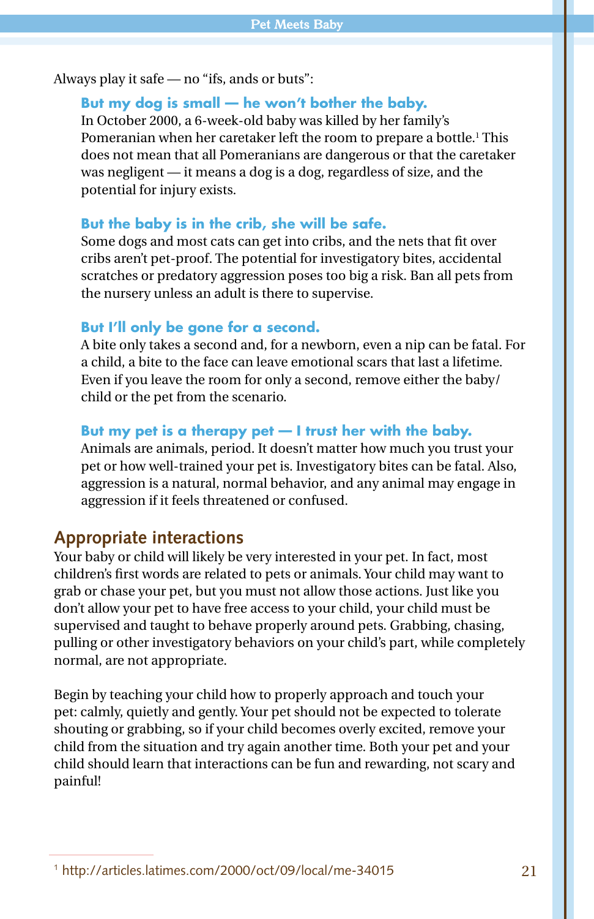Always play it safe — no "ifs, ands or buts":

**But my dog is small — he won't bother the baby.**
In October 2000, a 6-week-old baby was killed by her family's Pomeranian when her caretaker left the room to prepare a bottle.[1] This does not mean that all Pomeranians are dangerous or that the caretaker was negligent — it means a dog is a dog, regardless of size, and the potential for injury exists.

**But the baby is in the crib, she will be safe.**
Some dogs and most cats can get into cribs, and the nets that fit over cribs aren't pet-proof. The potential for investigatory bites, accidental scratches or predatory aggression poses too big a risk. Ban all pets from the nursery unless an adult is there to supervise.

**But I'll only be gone for a second.**
A bite only takes a second and, for a newborn, even a nip can be fatal. For a child, a bite to the face can leave emotional scars that last a lifetime. Even if you leave the room for only a second, remove either the baby/child or the pet from the scenario.

**But my pet is a therapy pet — I trust her with the baby.**
Animals are animals, period. It doesn't matter how much you trust your pet or how well-trained your pet is. Investigatory bites can be fatal. Also, aggression is a natural, normal behavior, and any animal may engage in aggression if it feels threatened or confused.

## Appropriate interactions

Your baby or child will likely be very interested in your pet. In fact, most children's first words are related to pets or animals. Your child may want to grab or chase your pet, but you must not allow those actions. Just like you don't allow your pet to have free access to your child, your child must be supervised and taught to behave properly around pets. Grabbing, chasing, pulling or other investigatory behaviors on your child's part, while completely normal, are not appropriate.

Begin by teaching your child how to properly approach and touch your pet: calmly, quietly and gently. Your pet should not be expected to tolerate shouting or grabbing, so if your child becomes overly excited, remove your child from the situation and try again another time. Both your pet and your child should learn that interactions can be fun and rewarding, not scary and painful!

---

[1] http://articles.latimes.com/2000/oct/09/local/me-34015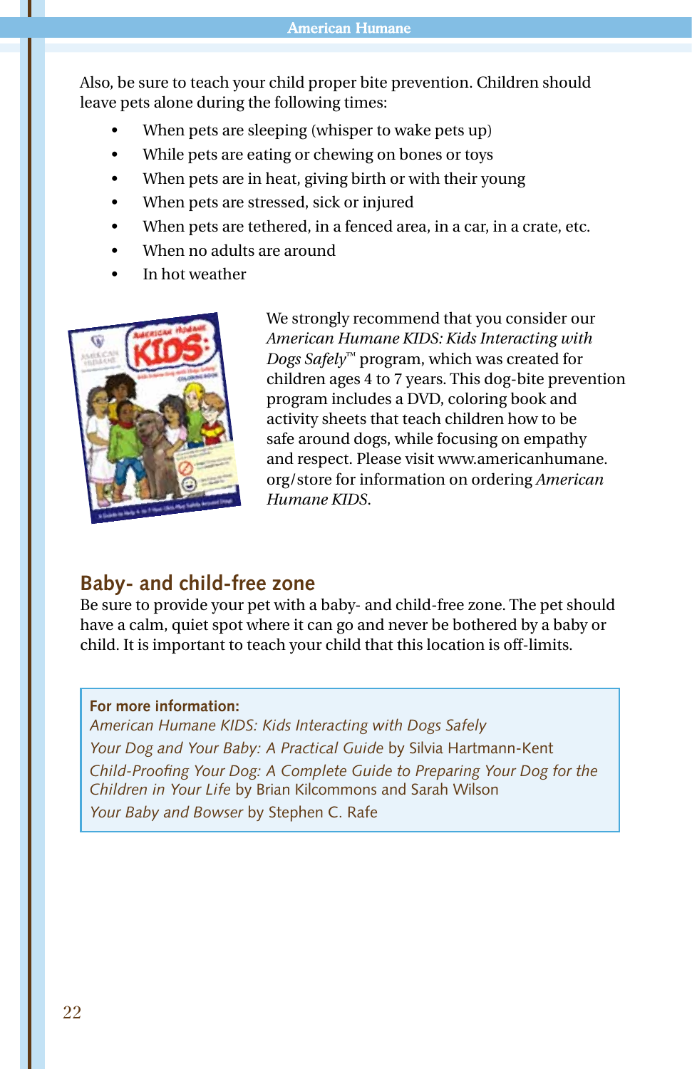Also, be sure to teach your child proper bite prevention. Children should leave pets alone during the following times:

- When pets are sleeping (whisper to wake pets up)
- While pets are eating or chewing on bones or toys
- When pets are in heat, giving birth or with their young
- When pets are stressed, sick or injured
- When pets are tethered, in a fenced area, in a car, in a crate, etc.
- When no adults are around
- In hot weather

We strongly recommend that you consider our *American Humane KIDS: Kids Interacting with Dogs Safely*™ program, which was created for children ages 4 to 7 years. This dog-bite prevention program includes a DVD, coloring book and activity sheets that teach children how to be safe around dogs, while focusing on empathy and respect. Please visit www.americanhumane.org/store for information on ordering *American Humane KIDS*.

## Baby- and child-free zone

Be sure to provide your pet with a baby- and child-free zone. The pet should have a calm, quiet spot where it can go and never be bothered by a baby or child. It is important to teach your child that this location is off-limits.

**For more information:**

*American Humane KIDS: Kids Interacting with Dogs Safely*

*Your Dog and Your Baby: A Practical Guide* by Silvia Hartmann-Kent

*Child-Proofing Your Dog: A Complete Guide to Preparing Your Dog for the Children in Your Life* by Brian Kilcommons and Sarah Wilson

*Your Baby and Bowser* by Stephen C. Rafe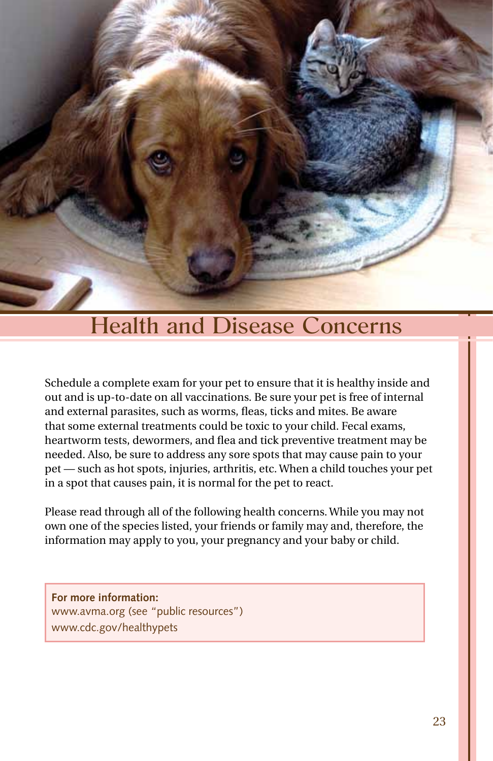# Health and Disease Concerns

Schedule a complete exam for your pet to ensure that it is healthy inside and out and is up-to-date on all vaccinations. Be sure your pet is free of internal and external parasites, such as worms, fleas, ticks and mites. Be aware that some external treatments could be toxic to your child. Fecal exams, heartworm tests, dewormers, and flea and tick preventive treatment may be needed. Also, be sure to address any sore spots that may cause pain to your pet — such as hot spots, injuries, arthritis, etc. When a child touches your pet in a spot that causes pain, it is normal for the pet to react.

Please read through all of the following health concerns. While you may not own one of the species listed, your friends or family may and, therefore, the information may apply to you, your pregnancy and your baby or child.

**For more information:**
www.avma.org (see "public resources")
www.cdc.gov/healthypets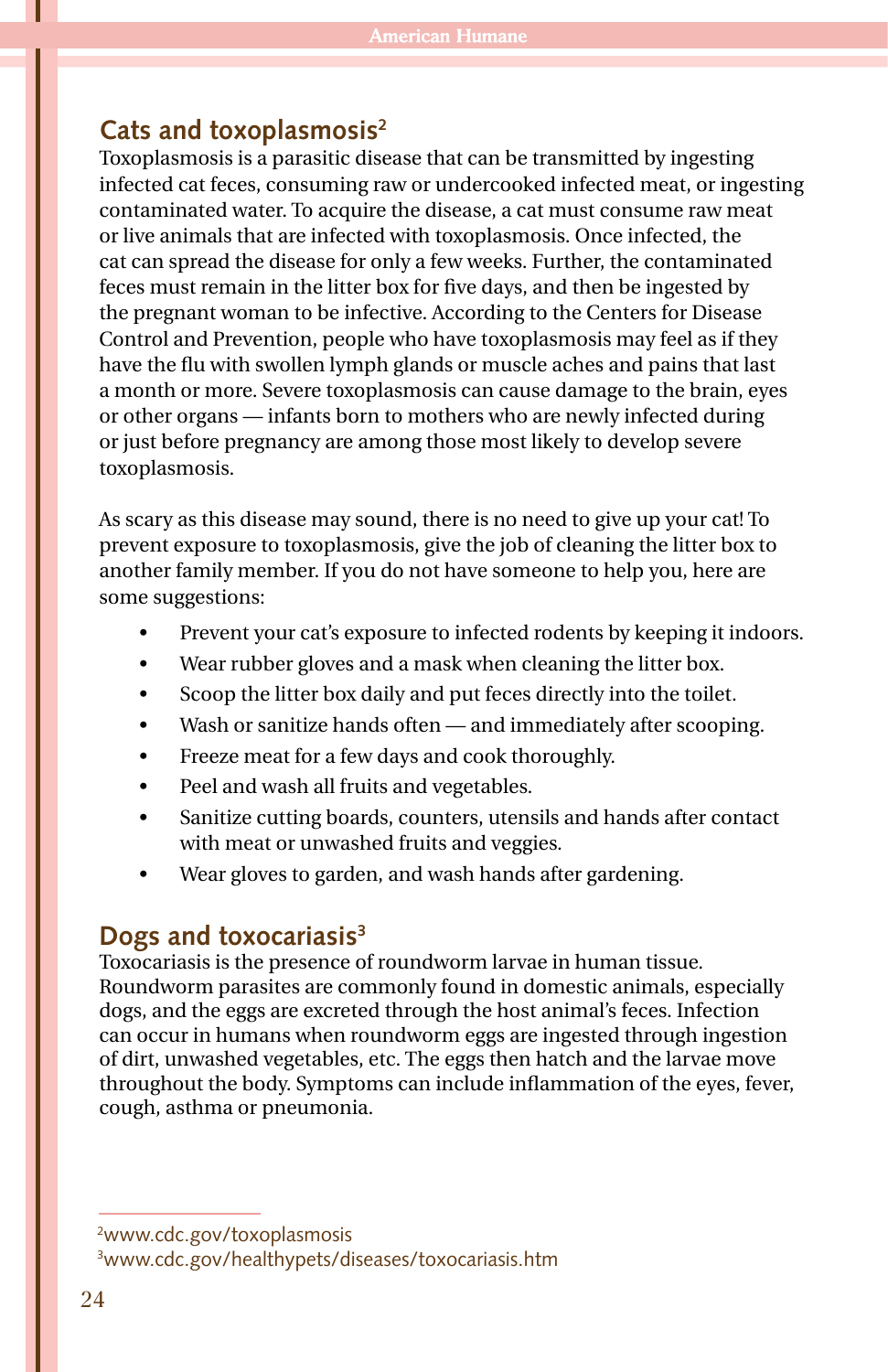## Cats and toxoplasmosis[2]

Toxoplasmosis is a parasitic disease that can be transmitted by ingesting infected cat feces, consuming raw or undercooked infected meat, or ingesting contaminated water. To acquire the disease, a cat must consume raw meat or live animals that are infected with toxoplasmosis. Once infected, the cat can spread the disease for only a few weeks. Further, the contaminated feces must remain in the litter box for five days, and then be ingested by the pregnant woman to be infective. According to the Centers for Disease Control and Prevention, people who have toxoplasmosis may feel as if they have the flu with swollen lymph glands or muscle aches and pains that last a month or more. Severe toxoplasmosis can cause damage to the brain, eyes or other organs — infants born to mothers who are newly infected during or just before pregnancy are among those most likely to develop severe toxoplasmosis.

As scary as this disease may sound, there is no need to give up your cat! To prevent exposure to toxoplasmosis, give the job of cleaning the litter box to another family member. If you do not have someone to help you, here are some suggestions:

- Prevent your cat's exposure to infected rodents by keeping it indoors.
- Wear rubber gloves and a mask when cleaning the litter box.
- Scoop the litter box daily and put feces directly into the toilet.
- Wash or sanitize hands often — and immediately after scooping.
- Freeze meat for a few days and cook thoroughly.
- Peel and wash all fruits and vegetables.
- Sanitize cutting boards, counters, utensils and hands after contact with meat or unwashed fruits and veggies.
- Wear gloves to garden, and wash hands after gardening.

## Dogs and toxocariasis[3]

Toxocariasis is the presence of roundworm larvae in human tissue. Roundworm parasites are commonly found in domestic animals, especially dogs, and the eggs are excreted through the host animal's feces. Infection can occur in humans when roundworm eggs are ingested through ingestion of dirt, unwashed vegetables, etc. The eggs then hatch and the larvae move throughout the body. Symptoms can include inflammation of the eyes, fever, cough, asthma or pneumonia.

---

[2] www.cdc.gov/toxoplasmosis

[3] www.cdc.gov/healthypets/diseases/toxocariasis.htm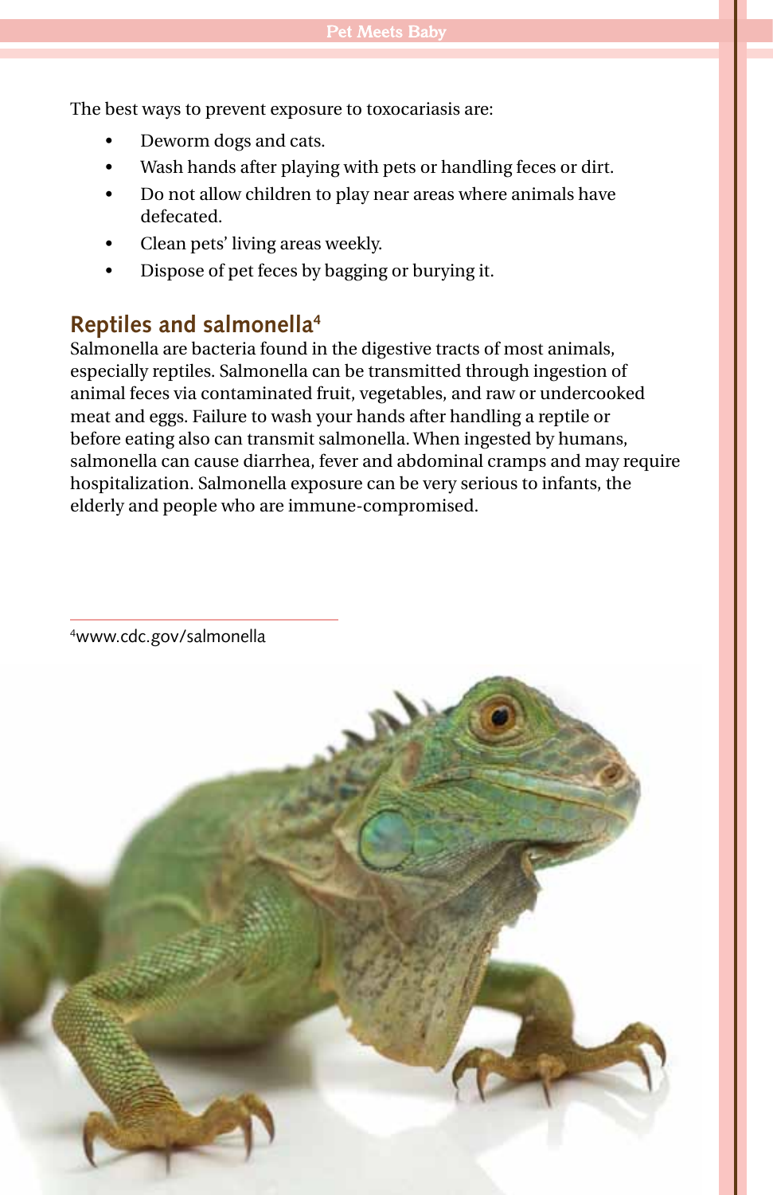The best ways to prevent exposure to toxocariasis are:

- Deworm dogs and cats.
- Wash hands after playing with pets or handling feces or dirt.
- Do not allow children to play near areas where animals have defecated.
- Clean pets' living areas weekly.
- Dispose of pet feces by bagging or burying it.

## Reptiles and salmonella[4]

Salmonella are bacteria found in the digestive tracts of most animals, especially reptiles. Salmonella can be transmitted through ingestion of animal feces via contaminated fruit, vegetables, and raw or undercooked meat and eggs. Failure to wash your hands after handling a reptile or before eating also can transmit salmonella. When ingested by humans, salmonella can cause diarrhea, fever and abdominal cramps and may require hospitalization. Salmonella exposure can be very serious to infants, the elderly and people who are immune-compromised.

---

[4]www.cdc.gov/salmonella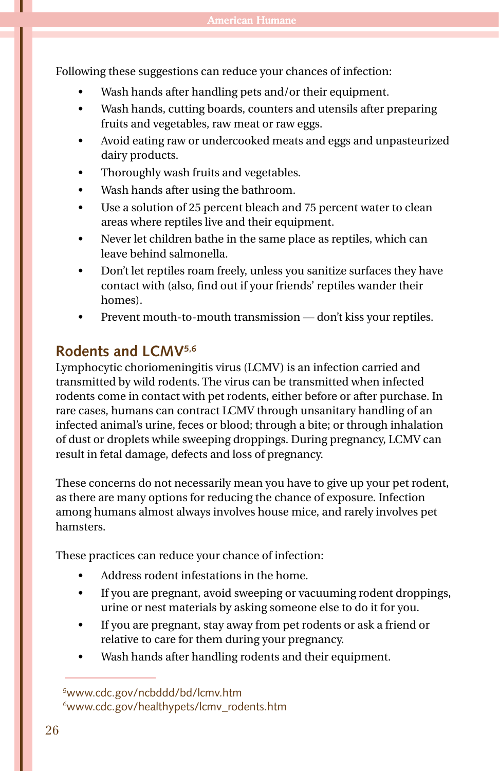Following these suggestions can reduce your chances of infection:

- Wash hands after handling pets and/or their equipment.
- Wash hands, cutting boards, counters and utensils after preparing fruits and vegetables, raw meat or raw eggs.
- Avoid eating raw or undercooked meats and eggs and unpasteurized dairy products.
- Thoroughly wash fruits and vegetables.
- Wash hands after using the bathroom.
- Use a solution of 25 percent bleach and 75 percent water to clean areas where reptiles live and their equipment.
- Never let children bathe in the same place as reptiles, which can leave behind salmonella.
- Don't let reptiles roam freely, unless you sanitize surfaces they have contact with (also, find out if your friends' reptiles wander their homes).
- Prevent mouth-to-mouth transmission — don't kiss your reptiles.

## Rodents and LCMV[5,6]

Lymphocytic choriomeningitis virus (LCMV) is an infection carried and transmitted by wild rodents. The virus can be transmitted when infected rodents come in contact with pet rodents, either before or after purchase. In rare cases, humans can contract LCMV through unsanitary handling of an infected animal's urine, feces or blood; through a bite; or through inhalation of dust or droplets while sweeping droppings. During pregnancy, LCMV can result in fetal damage, defects and loss of pregnancy.

These concerns do not necessarily mean you have to give up your pet rodent, as there are many options for reducing the chance of exposure. Infection among humans almost always involves house mice, and rarely involves pet hamsters.

These practices can reduce your chance of infection:

- Address rodent infestations in the home.
- If you are pregnant, avoid sweeping or vacuuming rodent droppings, urine or nest materials by asking someone else to do it for you.
- If you are pregnant, stay away from pet rodents or ask a friend or relative to care for them during your pregnancy.
- Wash hands after handling rodents and their equipment.

---

[5] www.cdc.gov/ncbddd/bd/lcmv.htm
[6] www.cdc.gov/healthypets/lcmv_rodents.htm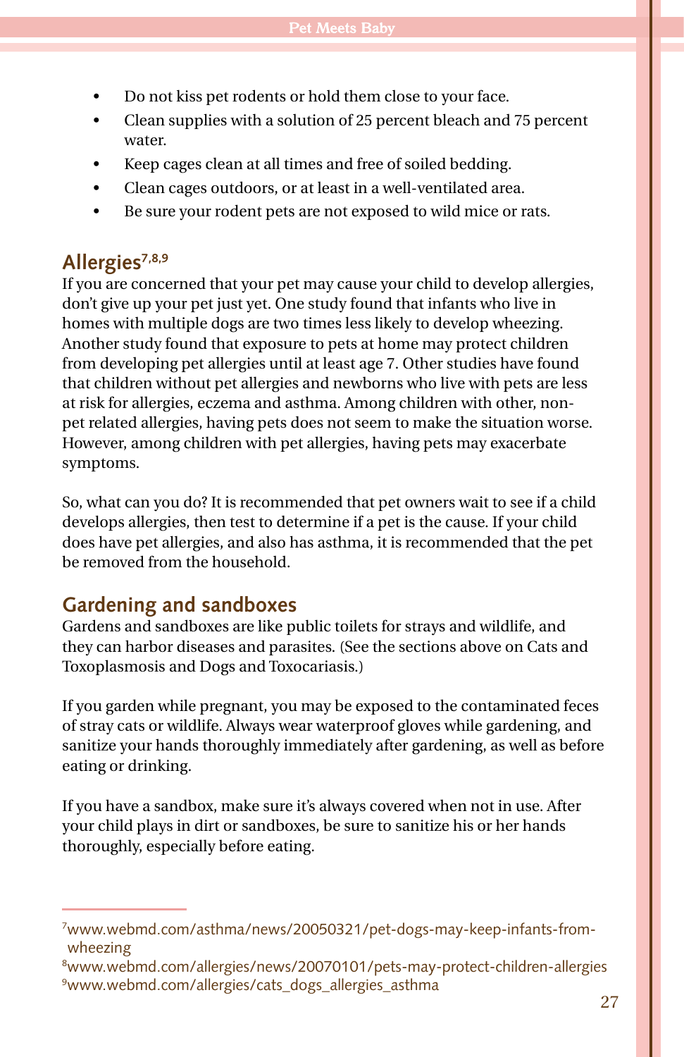- Do not kiss pet rodents or hold them close to your face.
- Clean supplies with a solution of 25 percent bleach and 75 percent water.
- Keep cages clean at all times and free of soiled bedding.
- Clean cages outdoors, or at least in a well-ventilated area.
- Be sure your rodent pets are not exposed to wild mice or rats.

## Allergies[7,8,9]

If you are concerned that your pet may cause your child to develop allergies, don't give up your pet just yet. One study found that infants who live in homes with multiple dogs are two times less likely to develop wheezing. Another study found that exposure to pets at home may protect children from developing pet allergies until at least age 7. Other studies have found that children without pet allergies and newborns who live with pets are less at risk for allergies, eczema and asthma. Among children with other, non-pet related allergies, having pets does not seem to make the situation worse. However, among children with pet allergies, having pets may exacerbate symptoms.

So, what can you do? It is recommended that pet owners wait to see if a child develops allergies, then test to determine if a pet is the cause. If your child does have pet allergies, and also has asthma, it is recommended that the pet be removed from the household.

## Gardening and sandboxes

Gardens and sandboxes are like public toilets for strays and wildlife, and they can harbor diseases and parasites. (See the sections above on Cats and Toxoplasmosis and Dogs and Toxocariasis.)

If you garden while pregnant, you may be exposed to the contaminated feces of stray cats or wildlife. Always wear waterproof gloves while gardening, and sanitize your hands thoroughly immediately after gardening, as well as before eating or drinking.

If you have a sandbox, make sure it's always covered when not in use. After your child plays in dirt or sandboxes, be sure to sanitize his or her hands thoroughly, especially before eating.

---

[7] www.webmd.com/asthma/news/20050321/pet-dogs-may-keep-infants-from-wheezing

[8] www.webmd.com/allergies/news/20070101/pets-may-protect-children-allergies

[9] www.webmd.com/allergies/cats_dogs_allergies_asthma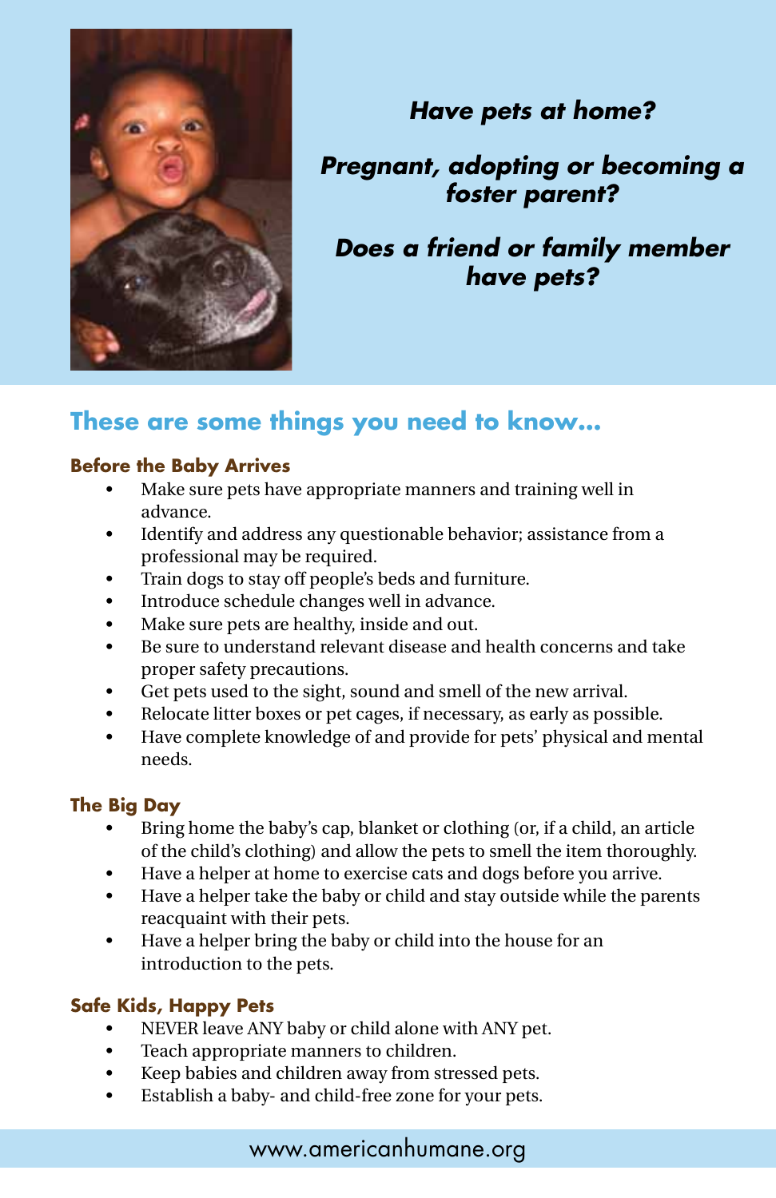***Have pets at home?***

***Pregnant, adopting or becoming a foster parent?***

***Does a friend or family member have pets?***

## These are some things you need to know...

### Before the Baby Arrives

- Make sure pets have appropriate manners and training well in advance.
- Identify and address any questionable behavior; assistance from a professional may be required.
- Train dogs to stay off people's beds and furniture.
- Introduce schedule changes well in advance.
- Make sure pets are healthy, inside and out.
- Be sure to understand relevant disease and health concerns and take proper safety precautions.
- Get pets used to the sight, sound and smell of the new arrival.
- Relocate litter boxes or pet cages, if necessary, as early as possible.
- Have complete knowledge of and provide for pets' physical and mental needs.

### The Big Day

- Bring home the baby's cap, blanket or clothing (or, if a child, an article of the child's clothing) and allow the pets to smell the item thoroughly.
- Have a helper at home to exercise cats and dogs before you arrive.
- Have a helper take the baby or child and stay outside while the parents reacquaint with their pets.
- Have a helper bring the baby or child into the house for an introduction to the pets.

### Safe Kids, Happy Pets

- NEVER leave ANY baby or child alone with ANY pet.
- Teach appropriate manners to children.
- Keep babies and children away from stressed pets.
- Establish a baby- and child-free zone for your pets.

www.americanhumane.org